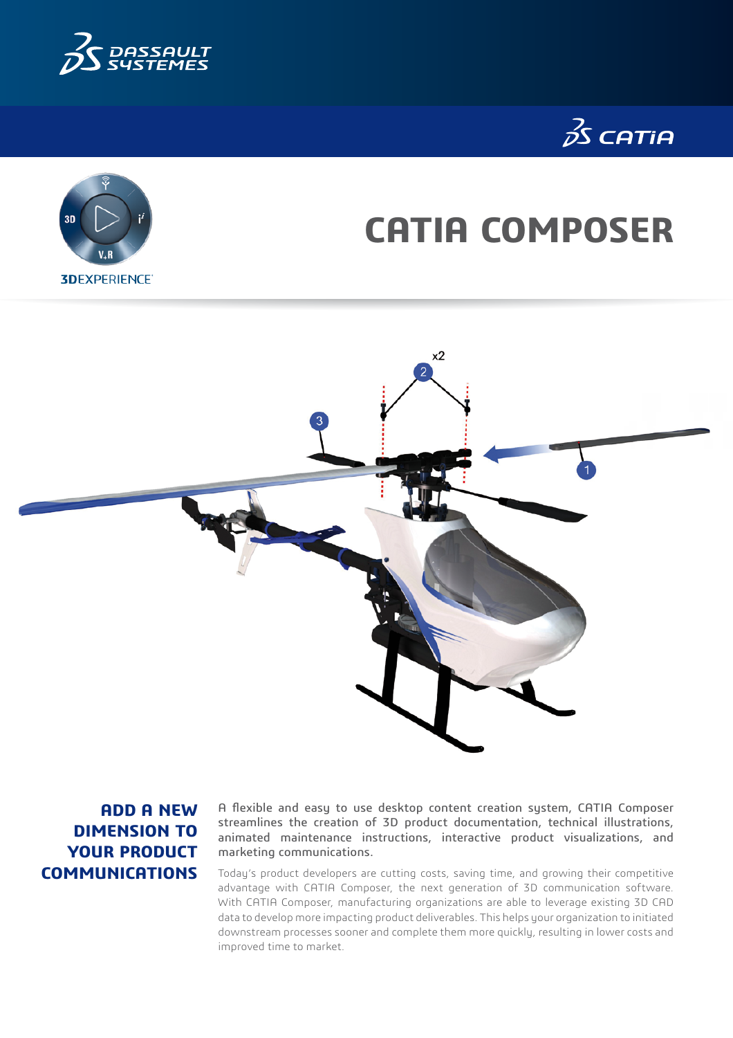# CATIA COMPOSER

## ADD A NEW DIMENSION TO YOUR PRODUCT COMMUNICATIONS

A flexible and easy to use desktop content creation system, CATIA Composer streamlines the creation of 3D product documentation, technical illustrations, animated maintenance instructions, interactive product visualizations, and marketing communications.

Today's product developers are cutting costs, saving time, and growing their competitive advantage with CATIA Composer, the next generation of 3D communication software. With CATIA Composer, manufacturing organizations are able to leverage existing 3D CAD data to develop more impacting product deliverables. This helps your organization to initiated downstream processes sooner and complete them more quickly, resulting in lower costs and improved time to market.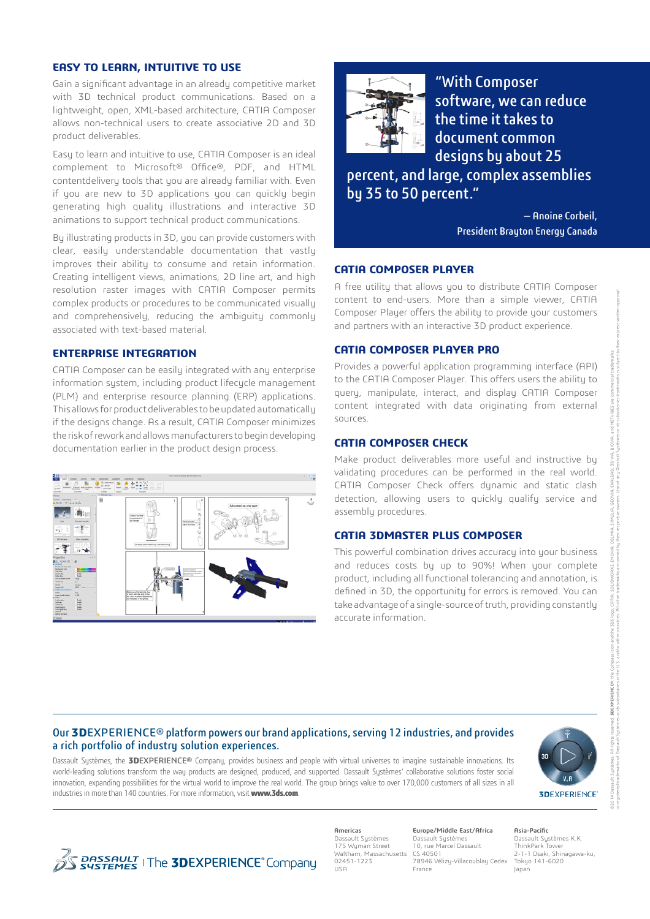## EASY TO LEARN, INTUITIVE TO USE

Gain a significant advantage in an already competitive market with 3D technical product communications. Based on a lightweight, open, XML-based architecture, CATIA Composer allows non-technical users to create associative 2D and 3D product deliverables.

Easy to learn and intuitive to use, CATIA Composer is an ideal complement to Microsoft® Office®, PDF, and HTML contentdelivery tools that you are already familiar with. Even if you are new to 3D applications you can quickly begin generating high quality illustrations and interactive 3D animations to support technical product communications.

By illustrating products in 3D, you can provide customers with clear, easily understandable documentation that vastly improves their ability to consume and retain information. Creating intelligent views, animations, 2D line art, and high resolution raster images with CATIA Composer permits complex products or procedures to be communicated visually and comprehensively, reducing the ambiguity commonly associated with text-based material.

## ENTERPRISE INTEGRATION

CATIA Composer can be easily integrated with any enterprise information system, including product lifecycle management (PLM) and enterprise resource planning (ERP) applications. This allows for product deliverables to be updated automatically if the designs change. As a result, CATIA Composer minimizes the risk of rework and allows manufacturers to begin developing documentation earlier in the product design process.

> "With Composer software, we can reduce the time it takes to document common designs by about 25 percent, and large, complex assemblies by 35 to 50 percent."
>
> — Anoine Corbeil,
> President Brayton Energy Canada

## CATIA COMPOSER PLAYER

A free utility that allows you to distribute CATIA Composer content to end-users. More than a simple viewer, CATIA Composer Player offers the ability to provide your customers and partners with an interactive 3D product experience.

## CATIA COMPOSER PLAYER PRO

Provides a powerful application programming interface (API) to the CATIA Composer Player. This offers users the ability to query, manipulate, interact, and display CATIA Composer content integrated with data originating from external sources.

## CATIA COMPOSER CHECK

Make product deliverables more useful and instructive by validating procedures can be performed in the real world. CATIA Composer Check offers dynamic and static clash detection, allowing users to quickly qualify service and assembly procedures.

## CATIA 3DMASTER PLUS COMPOSER

This powerful combination drives accuracy into your business and reduces costs by up to 90%! When your complete product, including all functional tolerancing and annotation, is defined in 3D, the opportunity for errors is removed. You can take advantage of a single-source of truth, providing constantly accurate information.

### Our **3D**EXPERIENCE® platform powers our brand applications, serving 12 industries, and provides a rich portfolio of industry solution experiences.

Dassault Systèmes, the **3D**EXPERIENCE® Company, provides business and people with virtual universes to imagine sustainable innovations. Its world-leading solutions transform the way products are designed, produced, and supported. Dassault Systèmes' collaborative solutions foster social innovation, expanding possibilities for the virtual world to improve the real world. The group brings value to over 170,000 customers of all sizes in all industries in more than 140 countries. For more information, visit **www.3ds.com**.

DASSAULT SYSTEMES | The **3D**EXPERIENCE® Company

**Americas**
Dassault Systèmes
175 Wyman Street
Waltham, Massachusetts
02451-1223
USA

**Europe/Middle East/Africa**
Dassault Systèmes
10, rue Marcel Dassault
CS 40501
78946 Vélizy-Villacoublay Cedex
France

**Asia-Pacific**
Dassault Systèmes K.K.
ThinkPark Tower
2-1-1 Osaki, Shinagawa-ku,
Tokyo 141-6020
Japan